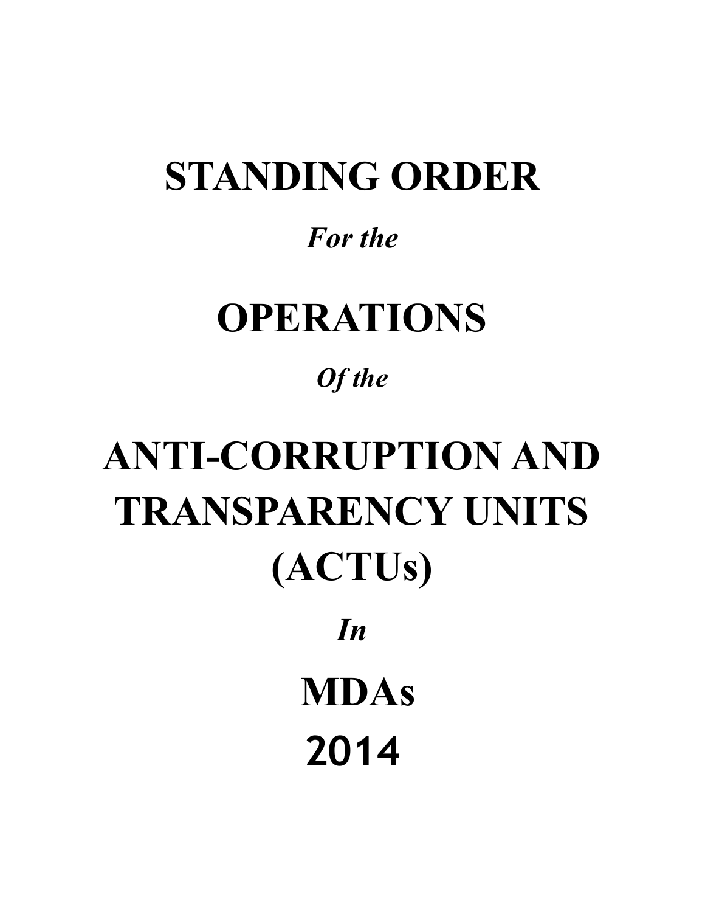# STANDING ORDER

***For the***

# OPERATIONS

***Of the***

# ANTI-CORRUPTION AND TRANSPARENCY UNITS (ACTUs)

***In***

# MDAs

# 2014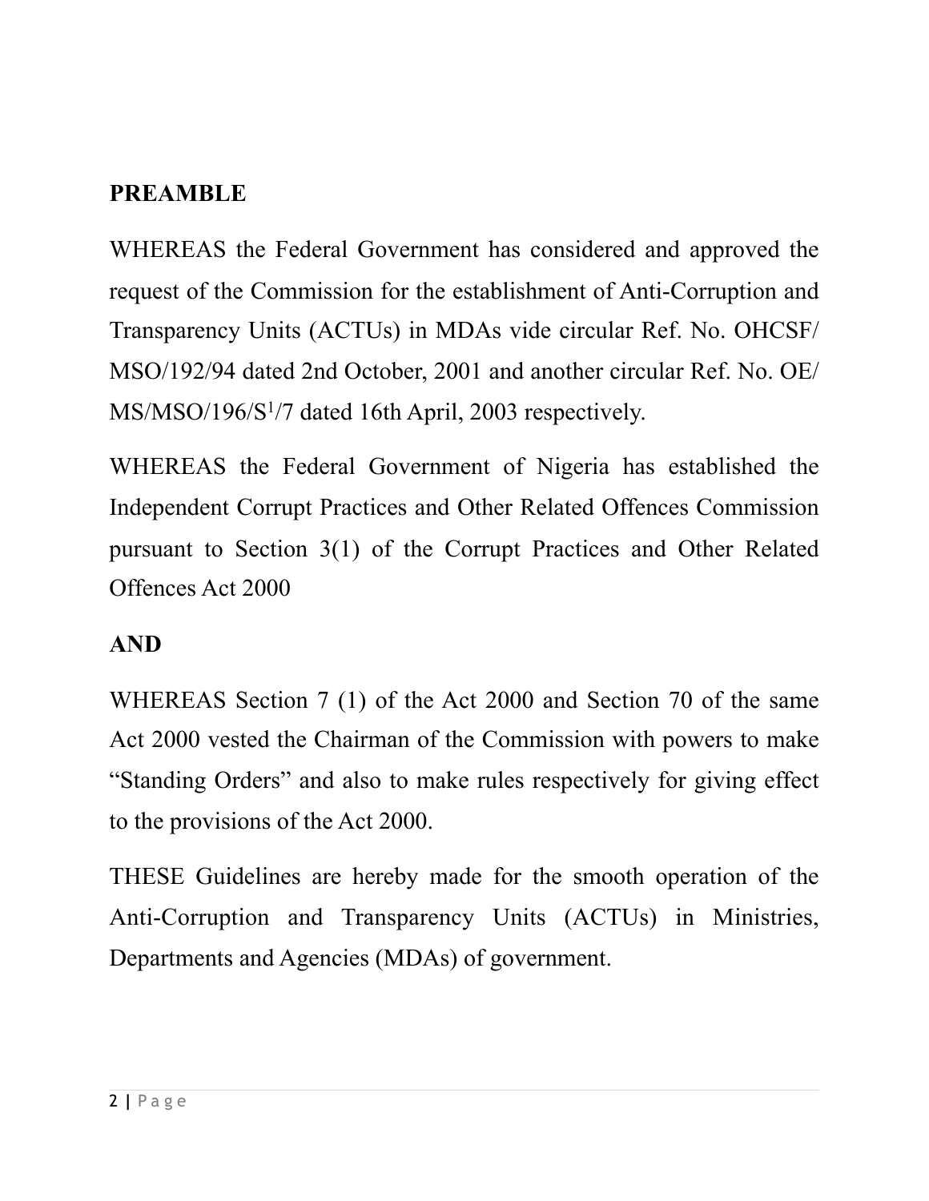**PREAMBLE**

WHEREAS the Federal Government has considered and approved the request of the Commission for the establishment of Anti-Corruption and Transparency Units (ACTUs) in MDAs vide circular Ref. No. OHCSF/MSO/192/94 dated 2nd October, 2001 and another circular Ref. No. OE/MS/MSO/196/S[1]/7 dated 16th April, 2003 respectively.

WHEREAS the Federal Government of Nigeria has established the Independent Corrupt Practices and Other Related Offences Commission pursuant to Section 3(1) of the Corrupt Practices and Other Related Offences Act 2000

**AND**

WHEREAS Section 7 (1) of the Act 2000 and Section 70 of the same Act 2000 vested the Chairman of the Commission with powers to make "Standing Orders" and also to make rules respectively for giving effect to the provisions of the Act 2000.

THESE Guidelines are hereby made for the smooth operation of the Anti-Corruption and Transparency Units (ACTUs) in Ministries, Departments and Agencies (MDAs) of government.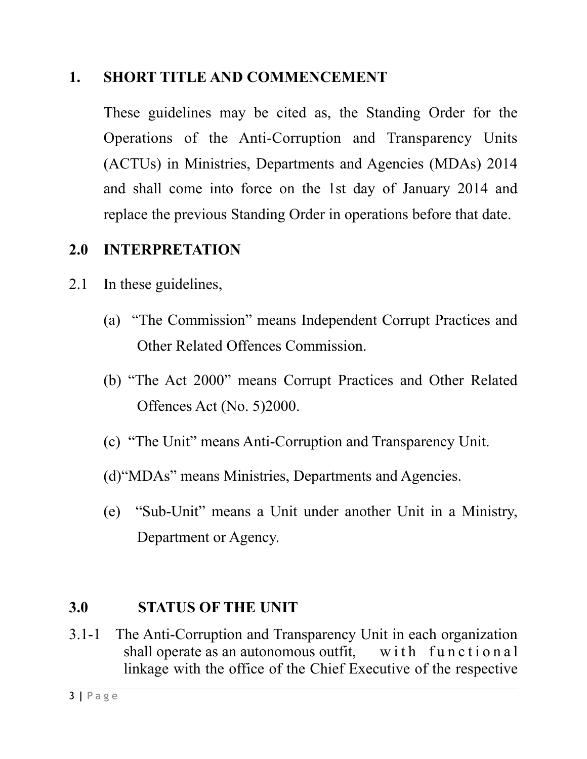## 1. SHORT TITLE AND COMMENCEMENT

These guidelines may be cited as, the Standing Order for the Operations of the Anti-Corruption and Transparency Units (ACTUs) in Ministries, Departments and Agencies (MDAs) 2014 and shall come into force on the 1st day of January 2014 and replace the previous Standing Order in operations before that date.

## 2.0 INTERPRETATION

2.1 In these guidelines,

(a) "The Commission" means Independent Corrupt Practices and Other Related Offences Commission.

(b) "The Act 2000" means Corrupt Practices and Other Related Offences Act (No. 5)2000.

(c) "The Unit" means Anti-Corruption and Transparency Unit.

(d)"MDAs" means Ministries, Departments and Agencies.

(e) "Sub-Unit" means a Unit under another Unit in a Ministry, Department or Agency.

## 3.0 STATUS OF THE UNIT

3.1-1 The Anti-Corruption and Transparency Unit in each organization shall operate as an autonomous outfit, with functional linkage with the office of the Chief Executive of the respective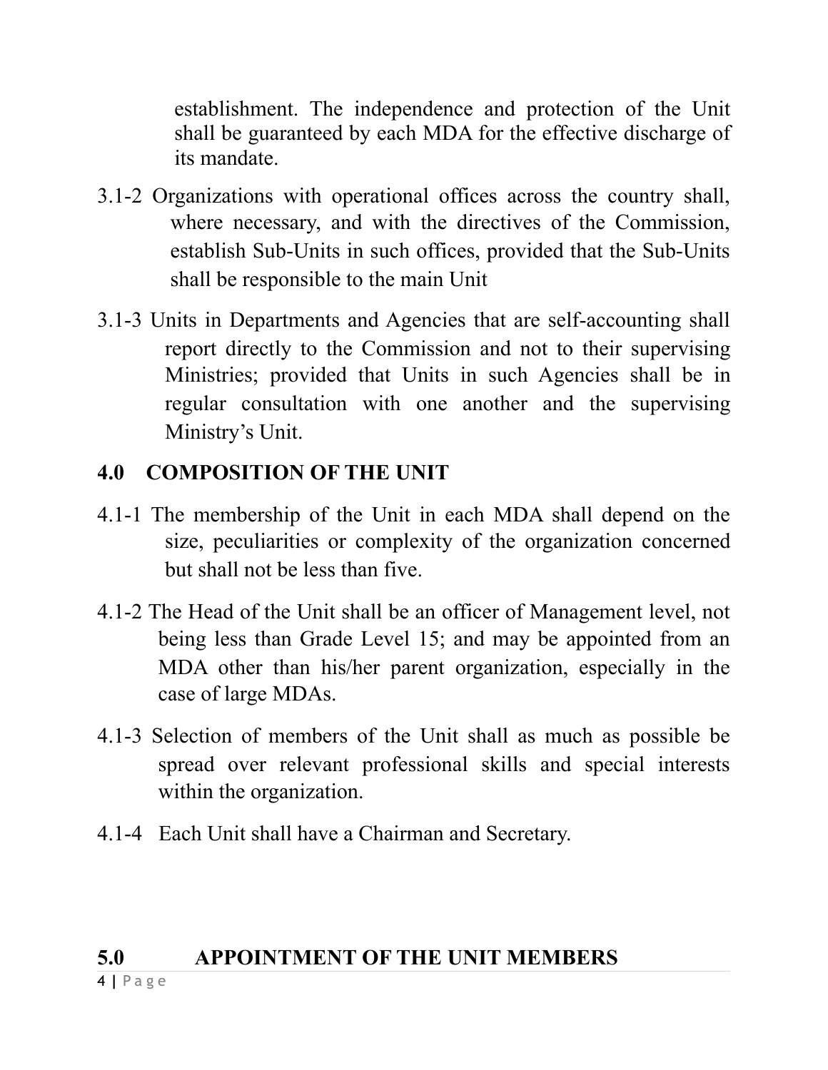establishment. The independence and protection of the Unit shall be guaranteed by each MDA for the effective discharge of its mandate.

3.1-2 Organizations with operational offices across the country shall, where necessary, and with the directives of the Commission, establish Sub-Units in such offices, provided that the Sub-Units shall be responsible to the main Unit

3.1-3 Units in Departments and Agencies that are self-accounting shall report directly to the Commission and not to their supervising Ministries; provided that Units in such Agencies shall be in regular consultation with one another and the supervising Ministry's Unit.

## 4.0 COMPOSITION OF THE UNIT

4.1-1 The membership of the Unit in each MDA shall depend on the size, peculiarities or complexity of the organization concerned but shall not be less than five.

4.1-2 The Head of the Unit shall be an officer of Management level, not being less than Grade Level 15; and may be appointed from an MDA other than his/her parent organization, especially in the case of large MDAs.

4.1-3 Selection of members of the Unit shall as much as possible be spread over relevant professional skills and special interests within the organization.

4.1-4 Each Unit shall have a Chairman and Secretary.

## 5.0 APPOINTMENT OF THE UNIT MEMBERS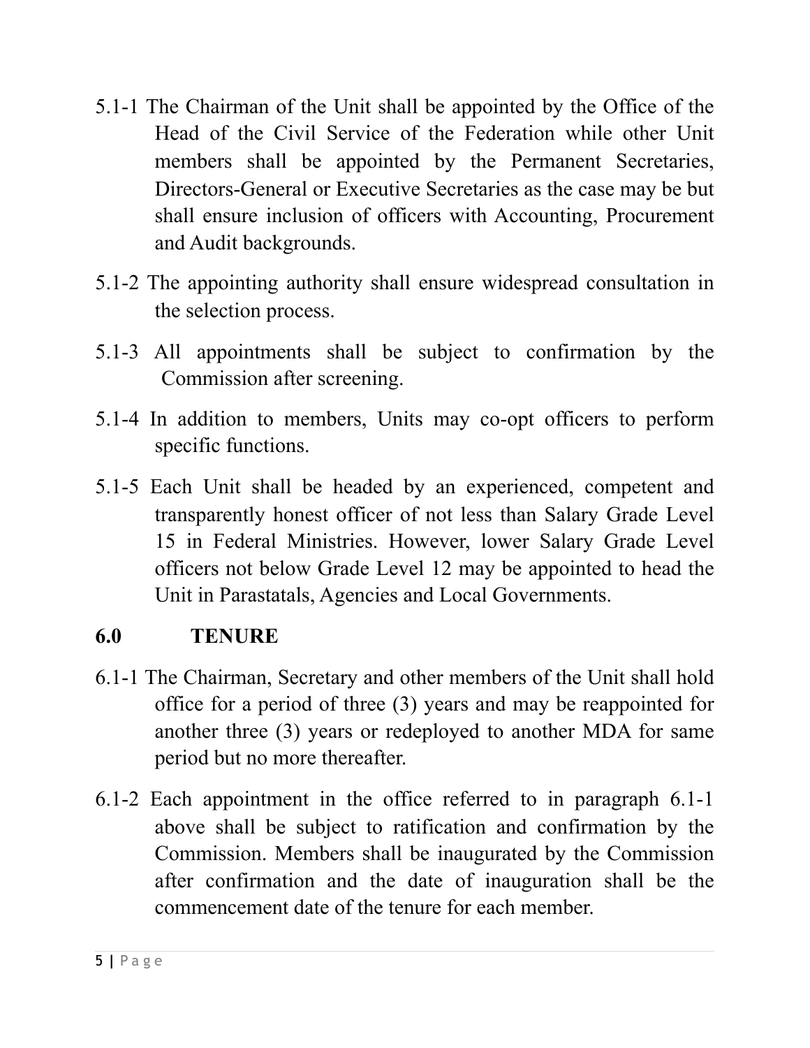5.1-1 The Chairman of the Unit shall be appointed by the Office of the Head of the Civil Service of the Federation while other Unit members shall be appointed by the Permanent Secretaries, Directors-General or Executive Secretaries as the case may be but shall ensure inclusion of officers with Accounting, Procurement and Audit backgrounds.

5.1-2 The appointing authority shall ensure widespread consultation in the selection process.

5.1-3 All appointments shall be subject to confirmation by the Commission after screening.

5.1-4 In addition to members, Units may co-opt officers to perform specific functions.

5.1-5 Each Unit shall be headed by an experienced, competent and transparently honest officer of not less than Salary Grade Level 15 in Federal Ministries. However, lower Salary Grade Level officers not below Grade Level 12 may be appointed to head the Unit in Parastatals, Agencies and Local Governments.

## 6.0 TENURE

6.1-1 The Chairman, Secretary and other members of the Unit shall hold office for a period of three (3) years and may be reappointed for another three (3) years or redeployed to another MDA for same period but no more thereafter.

6.1-2 Each appointment in the office referred to in paragraph 6.1-1 above shall be subject to ratification and confirmation by the Commission. Members shall be inaugurated by the Commission after confirmation and the date of inauguration shall be the commencement date of the tenure for each member.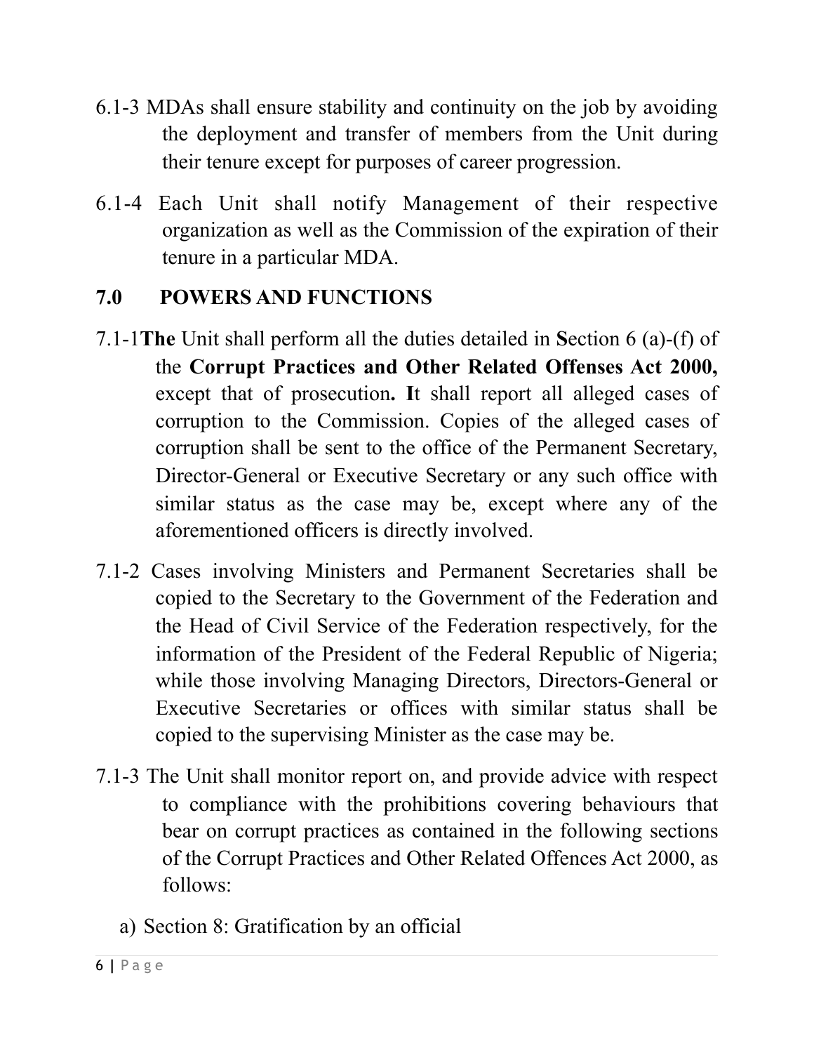6.1-3 MDAs shall ensure stability and continuity on the job by avoiding the deployment and transfer of members from the Unit during their tenure except for purposes of career progression.

6.1-4 Each Unit shall notify Management of their respective organization as well as the Commission of the expiration of their tenure in a particular MDA.

## 7.0 POWERS AND FUNCTIONS

7.1-1**The** Unit shall perform all the duties detailed in **S**ection 6 (a)-(f) of the **Corrupt Practices and Other Related Offenses Act 2000,** except that of prosecution**. I**t shall report all alleged cases of corruption to the Commission. Copies of the alleged cases of corruption shall be sent to the office of the Permanent Secretary, Director-General or Executive Secretary or any such office with similar status as the case may be, except where any of the aforementioned officers is directly involved.

7.1-2 Cases involving Ministers and Permanent Secretaries shall be copied to the Secretary to the Government of the Federation and the Head of Civil Service of the Federation respectively, for the information of the President of the Federal Republic of Nigeria; while those involving Managing Directors, Directors-General or Executive Secretaries or offices with similar status shall be copied to the supervising Minister as the case may be.

7.1-3 The Unit shall monitor report on, and provide advice with respect to compliance with the prohibitions covering behaviours that bear on corrupt practices as contained in the following sections of the Corrupt Practices and Other Related Offences Act 2000, as follows:

a) Section 8: Gratification by an official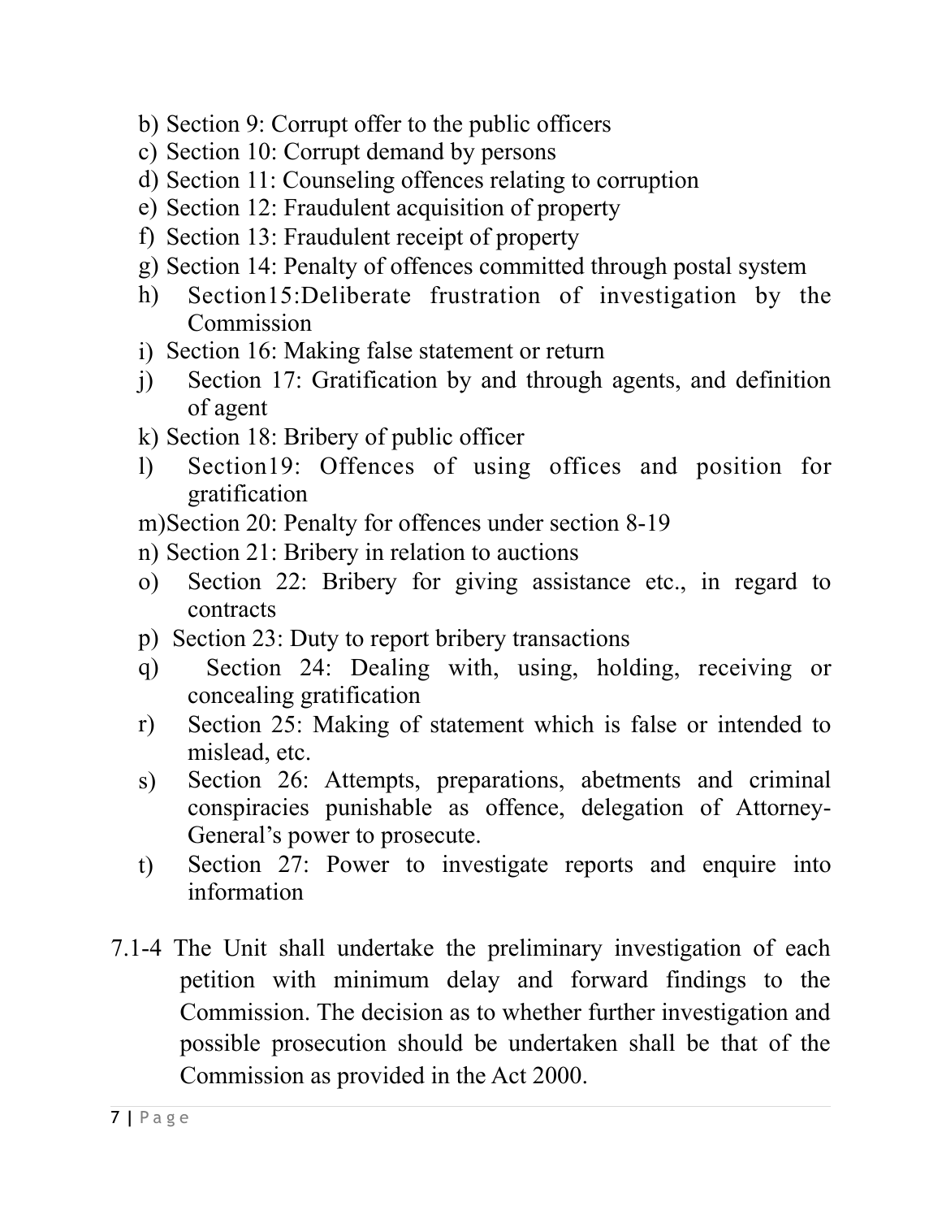b) Section 9: Corrupt offer to the public officers
c) Section 10: Corrupt demand by persons
d) Section 11: Counseling offences relating to corruption
e) Section 12: Fraudulent acquisition of property
f) Section 13: Fraudulent receipt of property
g) Section 14: Penalty of offences committed through postal system
h) Section15:Deliberate frustration of investigation by the Commission
i) Section 16: Making false statement or return
j) Section 17: Gratification by and through agents, and definition of agent
k) Section 18: Bribery of public officer
l) Section19: Offences of using offices and position for gratification
m) Section 20: Penalty for offences under section 8-19
n) Section 21: Bribery in relation to auctions
o) Section 22: Bribery for giving assistance etc., in regard to contracts
p) Section 23: Duty to report bribery transactions
q) Section 24: Dealing with, using, holding, receiving or concealing gratification
r) Section 25: Making of statement which is false or intended to mislead, etc.
s) Section 26: Attempts, preparations, abetments and criminal conspiracies punishable as offence, delegation of Attorney-General's power to prosecute.
t) Section 27: Power to investigate reports and enquire into information

7.1-4 The Unit shall undertake the preliminary investigation of each petition with minimum delay and forward findings to the Commission. The decision as to whether further investigation and possible prosecution should be undertaken shall be that of the Commission as provided in the Act 2000.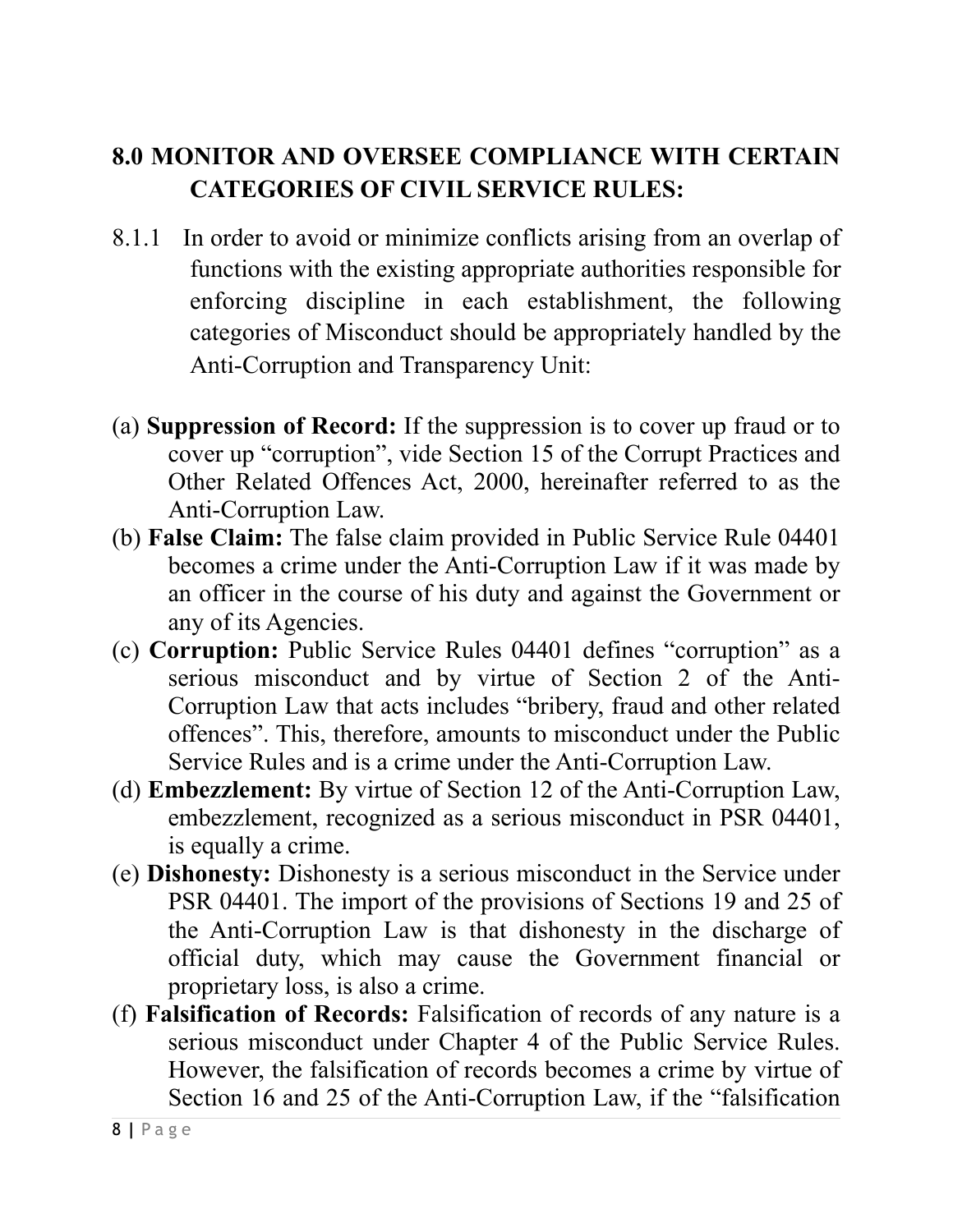## 8.0 MONITOR AND OVERSEE COMPLIANCE WITH CERTAIN CATEGORIES OF CIVIL SERVICE RULES:

8.1.1 In order to avoid or minimize conflicts arising from an overlap of functions with the existing appropriate authorities responsible for enforcing discipline in each establishment, the following categories of Misconduct should be appropriately handled by the Anti-Corruption and Transparency Unit:

(a) **Suppression of Record:** If the suppression is to cover up fraud or to cover up "corruption", vide Section 15 of the Corrupt Practices and Other Related Offences Act, 2000, hereinafter referred to as the Anti-Corruption Law.

(b) **False Claim:** The false claim provided in Public Service Rule 04401 becomes a crime under the Anti-Corruption Law if it was made by an officer in the course of his duty and against the Government or any of its Agencies.

(c) **Corruption:** Public Service Rules 04401 defines "corruption" as a serious misconduct and by virtue of Section 2 of the Anti-Corruption Law that acts includes "bribery, fraud and other related offences". This, therefore, amounts to misconduct under the Public Service Rules and is a crime under the Anti-Corruption Law.

(d) **Embezzlement:** By virtue of Section 12 of the Anti-Corruption Law, embezzlement, recognized as a serious misconduct in PSR 04401, is equally a crime.

(e) **Dishonesty:** Dishonesty is a serious misconduct in the Service under PSR 04401. The import of the provisions of Sections 19 and 25 of the Anti-Corruption Law is that dishonesty in the discharge of official duty, which may cause the Government financial or proprietary loss, is also a crime.

(f) **Falsification of Records:** Falsification of records of any nature is a serious misconduct under Chapter 4 of the Public Service Rules. However, the falsification of records becomes a crime by virtue of Section 16 and 25 of the Anti-Corruption Law, if the "falsification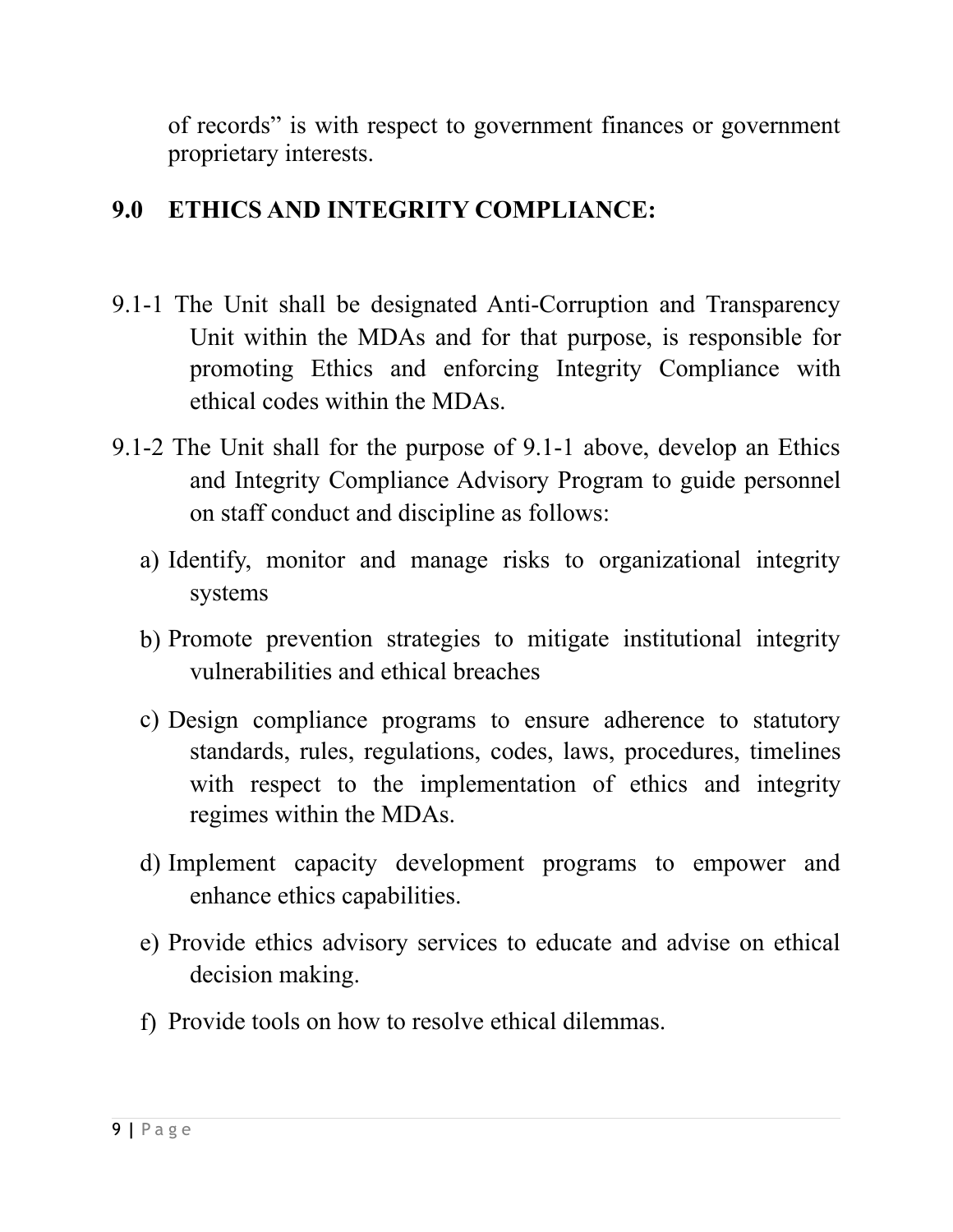of records" is with respect to government finances or government proprietary interests.

## 9.0 ETHICS AND INTEGRITY COMPLIANCE:

9.1-1 The Unit shall be designated Anti-Corruption and Transparency Unit within the MDAs and for that purpose, is responsible for promoting Ethics and enforcing Integrity Compliance with ethical codes within the MDAs.

9.1-2 The Unit shall for the purpose of 9.1-1 above, develop an Ethics and Integrity Compliance Advisory Program to guide personnel on staff conduct and discipline as follows:

a) Identify, monitor and manage risks to organizational integrity systems

b) Promote prevention strategies to mitigate institutional integrity vulnerabilities and ethical breaches

c) Design compliance programs to ensure adherence to statutory standards, rules, regulations, codes, laws, procedures, timelines with respect to the implementation of ethics and integrity regimes within the MDAs.

d) Implement capacity development programs to empower and enhance ethics capabilities.

e) Provide ethics advisory services to educate and advise on ethical decision making.

f) Provide tools on how to resolve ethical dilemmas.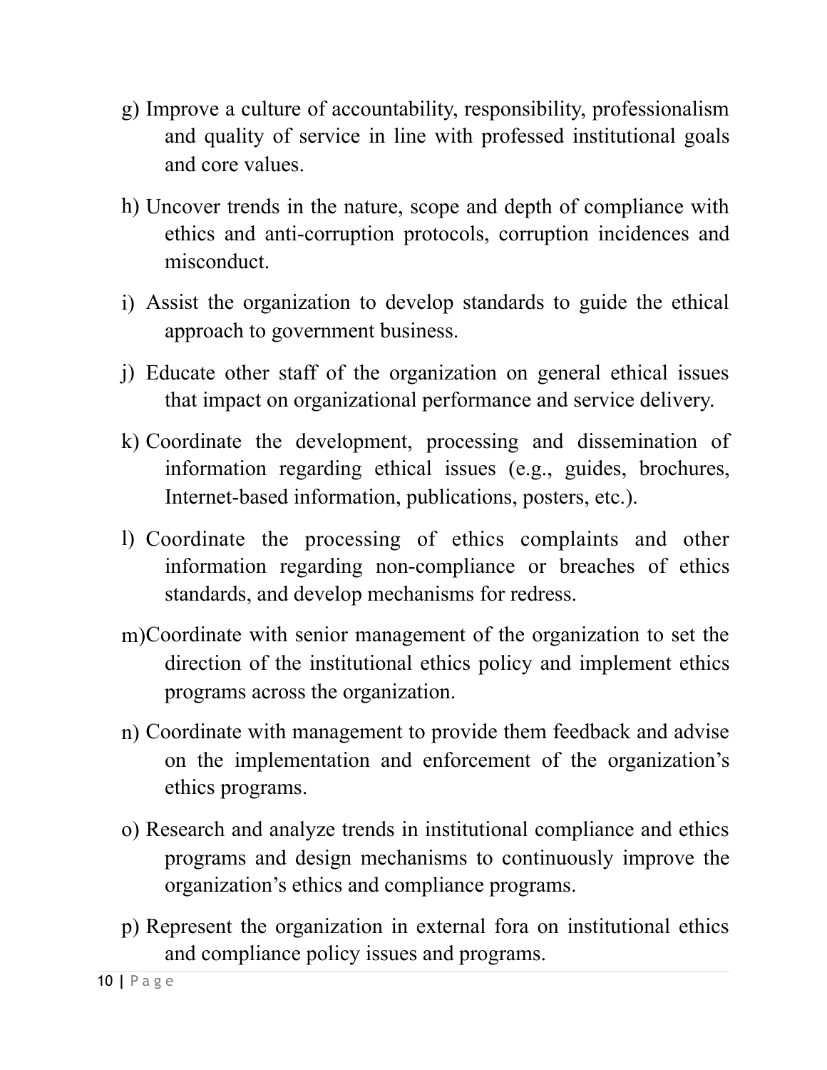g) Improve a culture of accountability, responsibility, professionalism and quality of service in line with professed institutional goals and core values.

h) Uncover trends in the nature, scope and depth of compliance with ethics and anti-corruption protocols, corruption incidences and misconduct.

i) Assist the organization to develop standards to guide the ethical approach to government business.

j) Educate other staff of the organization on general ethical issues that impact on organizational performance and service delivery.

k) Coordinate the development, processing and dissemination of information regarding ethical issues (e.g., guides, brochures, Internet-based information, publications, posters, etc.).

l) Coordinate the processing of ethics complaints and other information regarding non-compliance or breaches of ethics standards, and develop mechanisms for redress.

m) Coordinate with senior management of the organization to set the direction of the institutional ethics policy and implement ethics programs across the organization.

n) Coordinate with management to provide them feedback and advise on the implementation and enforcement of the organization's ethics programs.

o) Research and analyze trends in institutional compliance and ethics programs and design mechanisms to continuously improve the organization's ethics and compliance programs.

p) Represent the organization in external fora on institutional ethics and compliance policy issues and programs.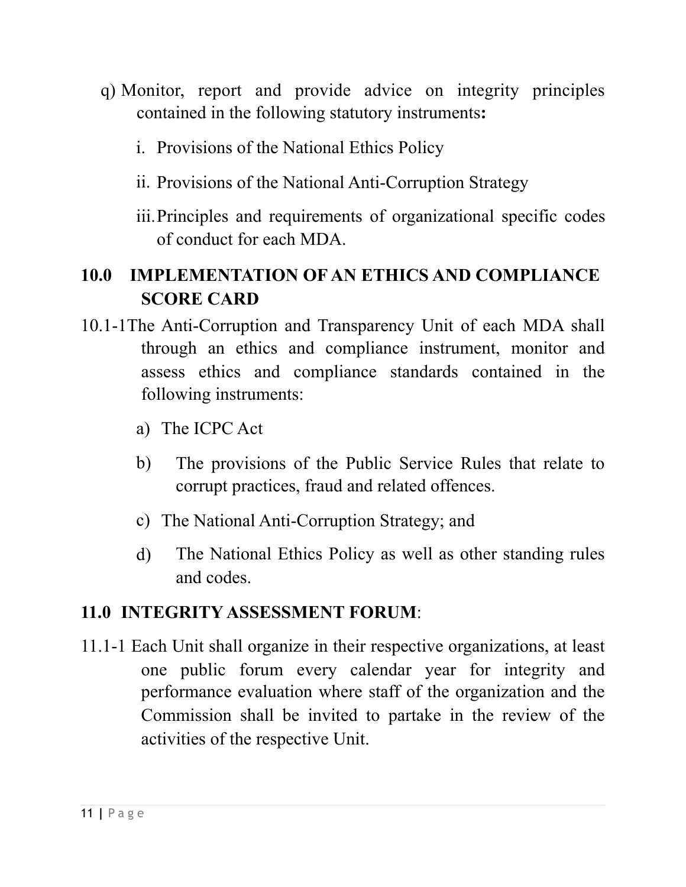q) Monitor, report and provide advice on integrity principles contained in the following statutory instruments**:**

   i. Provisions of the National Ethics Policy

   ii. Provisions of the National Anti-Corruption Strategy

   iii. Principles and requirements of organizational specific codes of conduct for each MDA.

## 10.0 IMPLEMENTATION OF AN ETHICS AND COMPLIANCE SCORE CARD

10.1-1The Anti-Corruption and Transparency Unit of each MDA shall through an ethics and compliance instrument, monitor and assess ethics and compliance standards contained in the following instruments:

a) The ICPC Act

b) The provisions of the Public Service Rules that relate to corrupt practices, fraud and related offences.

c) The National Anti-Corruption Strategy; and

d) The National Ethics Policy as well as other standing rules and codes.

## 11.0 INTEGRITY ASSESSMENT FORUM:

11.1-1 Each Unit shall organize in their respective organizations, at least one public forum every calendar year for integrity and performance evaluation where staff of the organization and the Commission shall be invited to partake in the review of the activities of the respective Unit.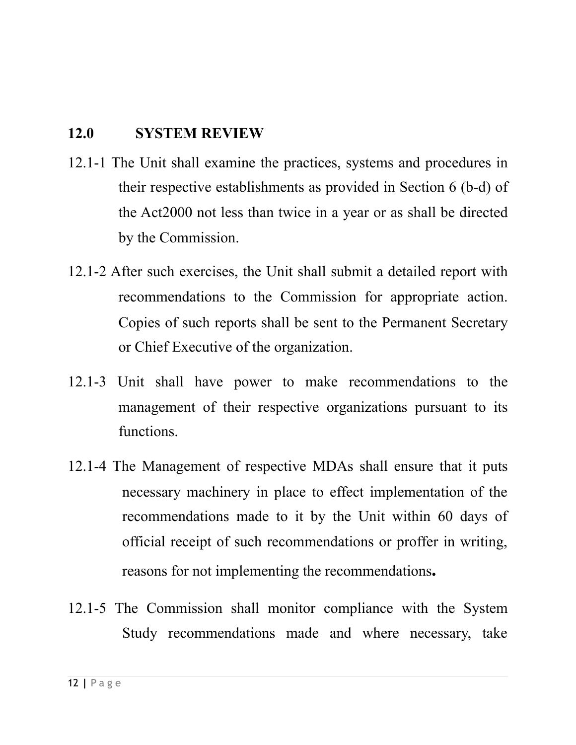## 12.0 SYSTEM REVIEW

12.1-1 The Unit shall examine the practices, systems and procedures in their respective establishments as provided in Section 6 (b-d) of the Act2000 not less than twice in a year or as shall be directed by the Commission.

12.1-2 After such exercises, the Unit shall submit a detailed report with recommendations to the Commission for appropriate action. Copies of such reports shall be sent to the Permanent Secretary or Chief Executive of the organization.

12.1-3 Unit shall have power to make recommendations to the management of their respective organizations pursuant to its functions.

12.1-4 The Management of respective MDAs shall ensure that it puts necessary machinery in place to effect implementation of the recommendations made to it by the Unit within 60 days of official receipt of such recommendations or proffer in writing, reasons for not implementing the recommendations**.**

12.1-5 The Commission shall monitor compliance with the System Study recommendations made and where necessary, take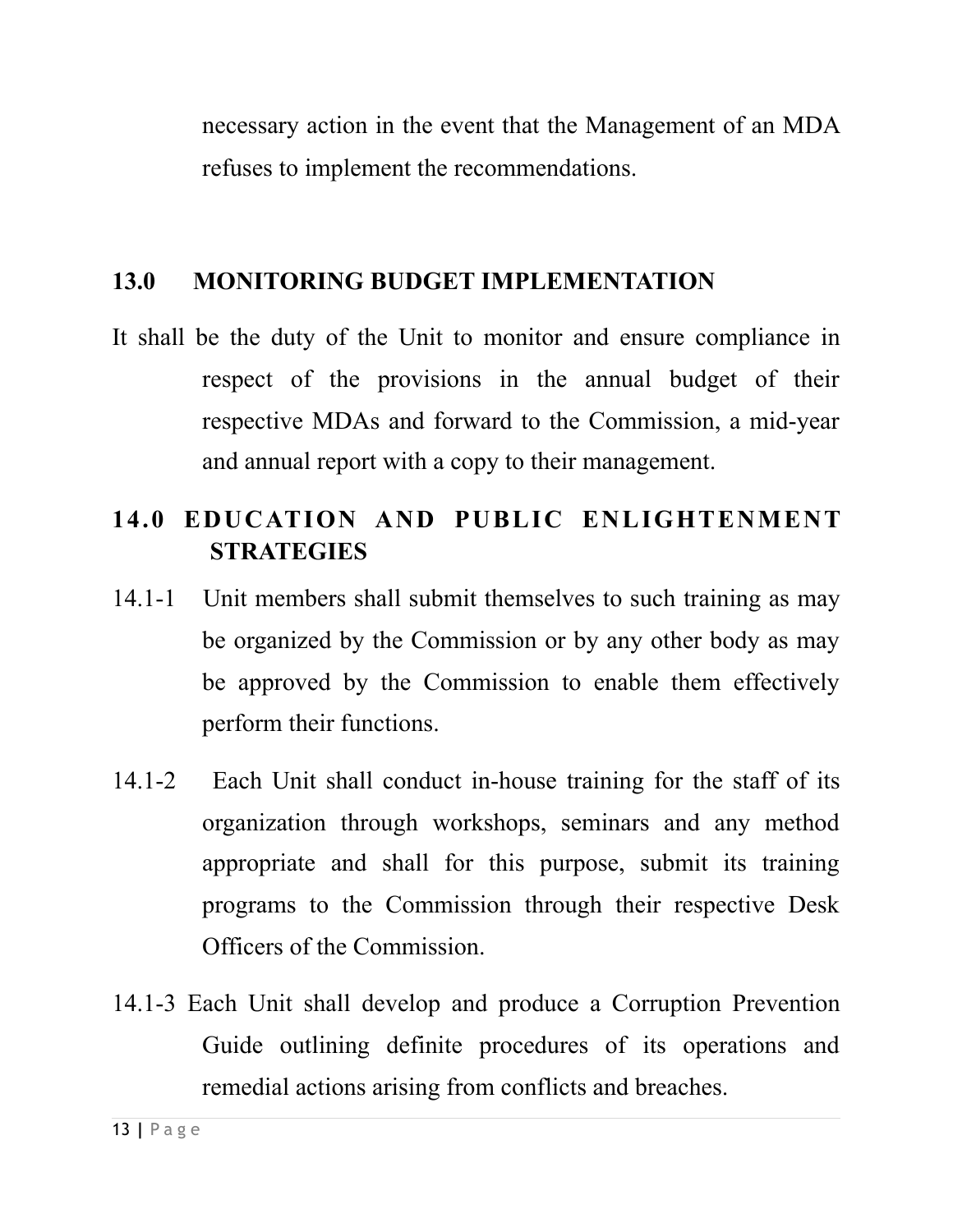necessary action in the event that the Management of an MDA refuses to implement the recommendations.

## 13.0 MONITORING BUDGET IMPLEMENTATION

It shall be the duty of the Unit to monitor and ensure compliance in respect of the provisions in the annual budget of their respective MDAs and forward to the Commission, a mid-year and annual report with a copy to their management.

## 14.0 EDUCATION AND PUBLIC ENLIGHTENMENT STRATEGIES

14.1-1 Unit members shall submit themselves to such training as may be organized by the Commission or by any other body as may be approved by the Commission to enable them effectively perform their functions.

14.1-2 Each Unit shall conduct in-house training for the staff of its organization through workshops, seminars and any method appropriate and shall for this purpose, submit its training programs to the Commission through their respective Desk Officers of the Commission.

14.1-3 Each Unit shall develop and produce a Corruption Prevention Guide outlining definite procedures of its operations and remedial actions arising from conflicts and breaches.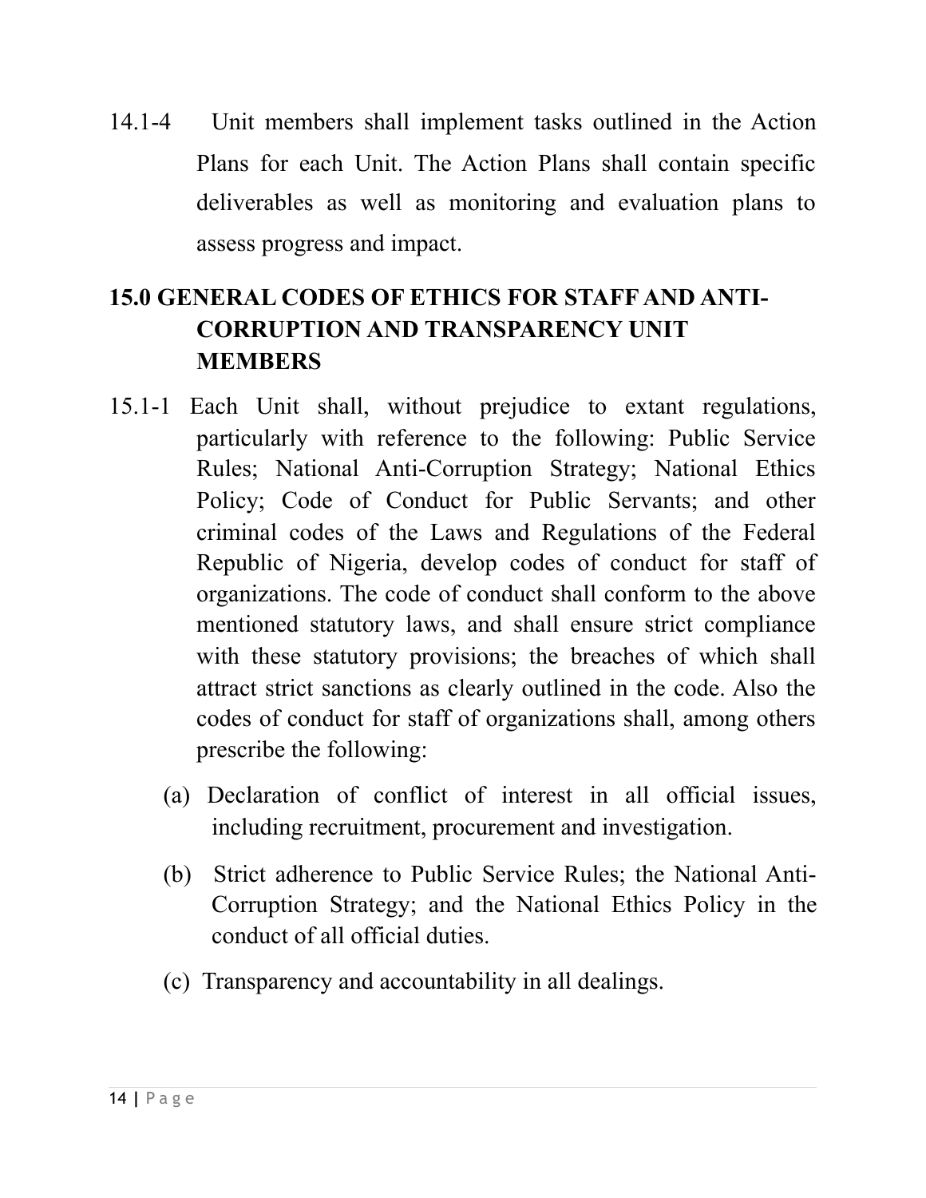14.1-4 Unit members shall implement tasks outlined in the Action Plans for each Unit. The Action Plans shall contain specific deliverables as well as monitoring and evaluation plans to assess progress and impact.

## 15.0 GENERAL CODES OF ETHICS FOR STAFF AND ANTI-CORRUPTION AND TRANSPARENCY UNIT MEMBERS

15.1-1 Each Unit shall, without prejudice to extant regulations, particularly with reference to the following: Public Service Rules; National Anti-Corruption Strategy; National Ethics Policy; Code of Conduct for Public Servants; and other criminal codes of the Laws and Regulations of the Federal Republic of Nigeria, develop codes of conduct for staff of organizations. The code of conduct shall conform to the above mentioned statutory laws, and shall ensure strict compliance with these statutory provisions; the breaches of which shall attract strict sanctions as clearly outlined in the code. Also the codes of conduct for staff of organizations shall, among others prescribe the following:

(a) Declaration of conflict of interest in all official issues, including recruitment, procurement and investigation.

(b) Strict adherence to Public Service Rules; the National Anti-Corruption Strategy; and the National Ethics Policy in the conduct of all official duties.

(c) Transparency and accountability in all dealings.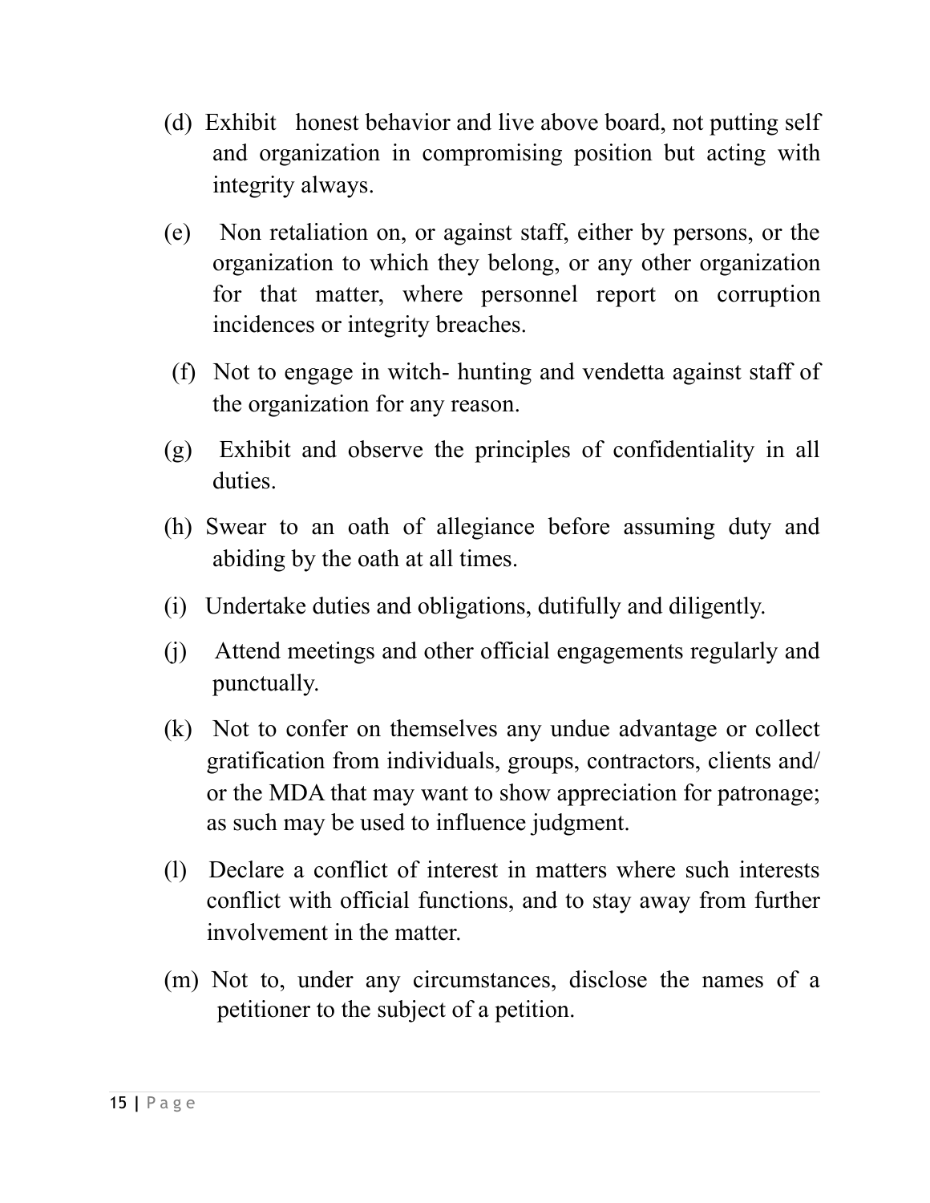(d) Exhibit honest behavior and live above board, not putting self and organization in compromising position but acting with integrity always.

(e) Non retaliation on, or against staff, either by persons, or the organization to which they belong, or any other organization for that matter, where personnel report on corruption incidences or integrity breaches.

(f) Not to engage in witch- hunting and vendetta against staff of the organization for any reason.

(g) Exhibit and observe the principles of confidentiality in all duties.

(h) Swear to an oath of allegiance before assuming duty and abiding by the oath at all times.

(i) Undertake duties and obligations, dutifully and diligently.

(j) Attend meetings and other official engagements regularly and punctually.

(k) Not to confer on themselves any undue advantage or collect gratification from individuals, groups, contractors, clients and/ or the MDA that may want to show appreciation for patronage; as such may be used to influence judgment.

(l) Declare a conflict of interest in matters where such interests conflict with official functions, and to stay away from further involvement in the matter.

(m) Not to, under any circumstances, disclose the names of a petitioner to the subject of a petition.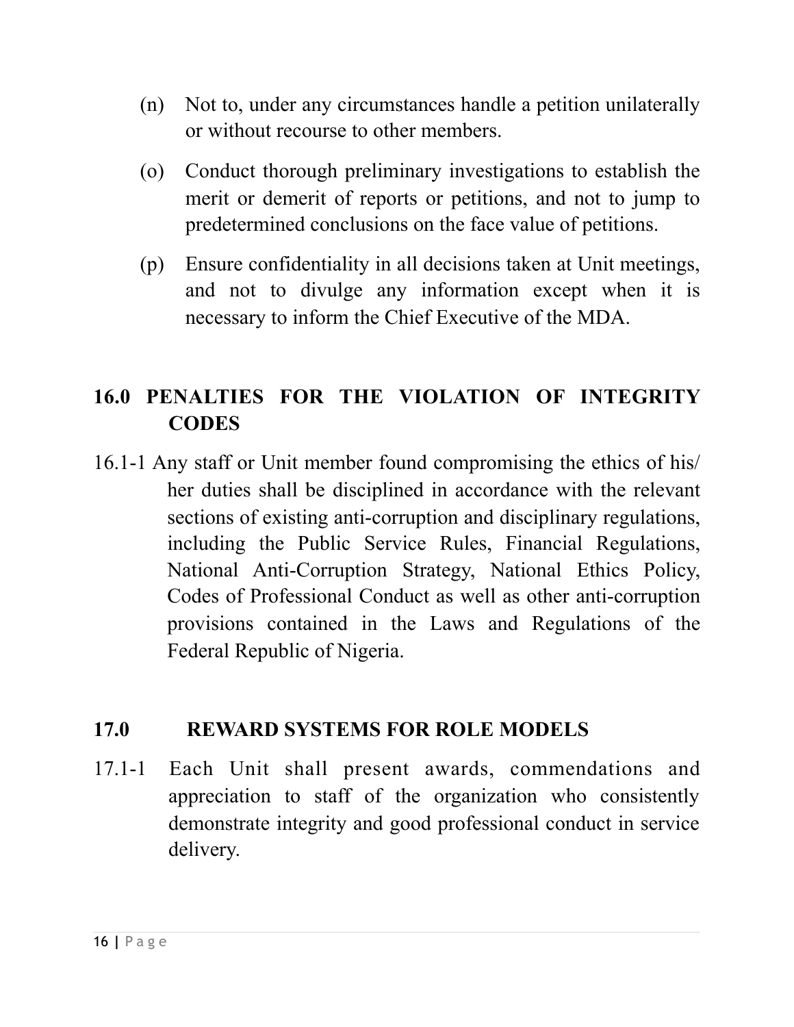(n) Not to, under any circumstances handle a petition unilaterally or without recourse to other members.

(o) Conduct thorough preliminary investigations to establish the merit or demerit of reports or petitions, and not to jump to predetermined conclusions on the face value of petitions.

(p) Ensure confidentiality in all decisions taken at Unit meetings, and not to divulge any information except when it is necessary to inform the Chief Executive of the MDA.

## 16.0 PENALTIES FOR THE VIOLATION OF INTEGRITY CODES

16.1-1 Any staff or Unit member found compromising the ethics of his/ her duties shall be disciplined in accordance with the relevant sections of existing anti-corruption and disciplinary regulations, including the Public Service Rules, Financial Regulations, National Anti-Corruption Strategy, National Ethics Policy, Codes of Professional Conduct as well as other anti-corruption provisions contained in the Laws and Regulations of the Federal Republic of Nigeria.

## 17.0 REWARD SYSTEMS FOR ROLE MODELS

17.1-1 Each Unit shall present awards, commendations and appreciation to staff of the organization who consistently demonstrate integrity and good professional conduct in service delivery.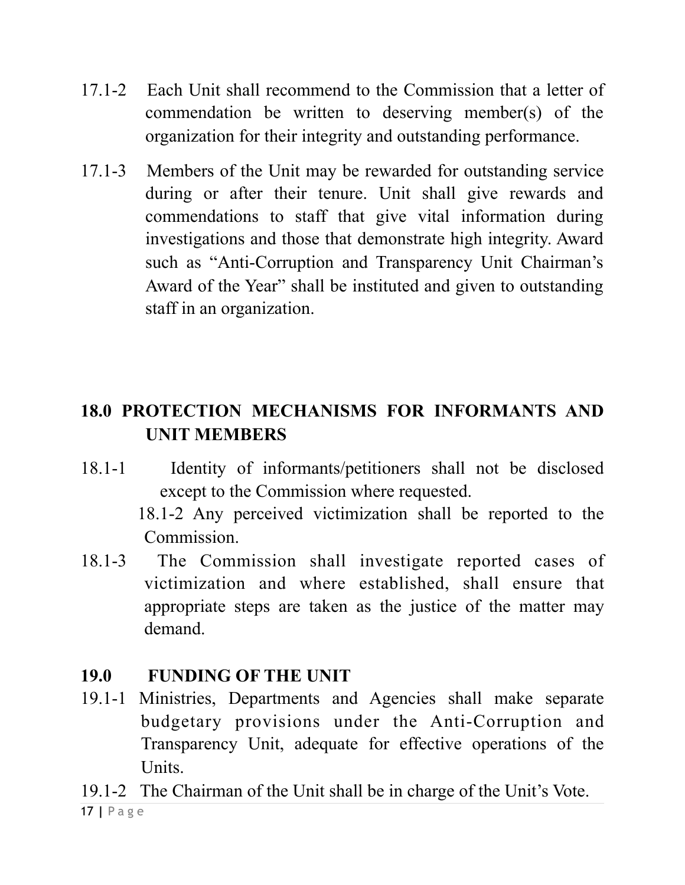17.1-2 Each Unit shall recommend to the Commission that a letter of commendation be written to deserving member(s) of the organization for their integrity and outstanding performance.

17.1-3 Members of the Unit may be rewarded for outstanding service during or after their tenure. Unit shall give rewards and commendations to staff that give vital information during investigations and those that demonstrate high integrity. Award such as "Anti-Corruption and Transparency Unit Chairman's Award of the Year" shall be instituted and given to outstanding staff in an organization.

## 18.0 PROTECTION MECHANISMS FOR INFORMANTS AND UNIT MEMBERS

18.1-1 Identity of informants/petitioners shall not be disclosed except to the Commission where requested.

18.1-2 Any perceived victimization shall be reported to the Commission.

18.1-3 The Commission shall investigate reported cases of victimization and where established, shall ensure that appropriate steps are taken as the justice of the matter may demand.

## 19.0 FUNDING OF THE UNIT

19.1-1 Ministries, Departments and Agencies shall make separate budgetary provisions under the Anti-Corruption and Transparency Unit, adequate for effective operations of the Units.

19.1-2 The Chairman of the Unit shall be in charge of the Unit's Vote.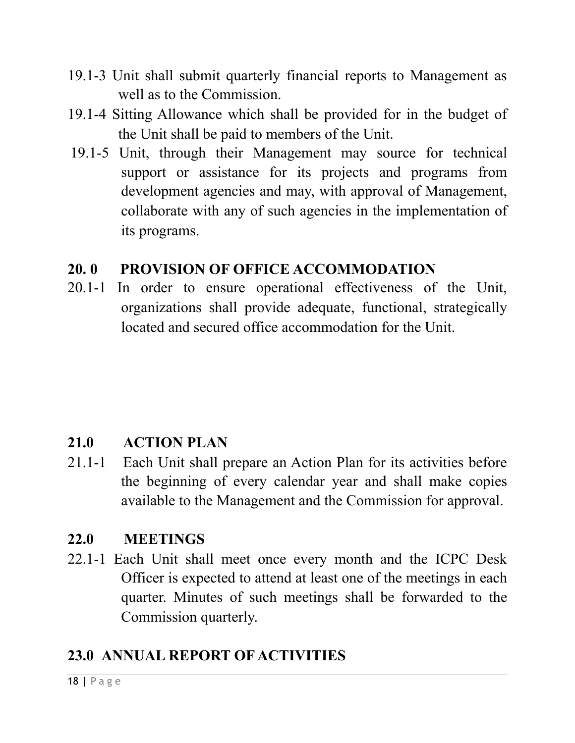19.1-3 Unit shall submit quarterly financial reports to Management as well as to the Commission.

19.1-4 Sitting Allowance which shall be provided for in the budget of the Unit shall be paid to members of the Unit.

19.1-5 Unit, through their Management may source for technical support or assistance for its projects and programs from development agencies and may, with approval of Management, collaborate with any of such agencies in the implementation of its programs.

## 20. 0 PROVISION OF OFFICE ACCOMMODATION

20.1-1 In order to ensure operational effectiveness of the Unit, organizations shall provide adequate, functional, strategically located and secured office accommodation for the Unit.

## 21.0 ACTION PLAN

21.1-1 Each Unit shall prepare an Action Plan for its activities before the beginning of every calendar year and shall make copies available to the Management and the Commission for approval.

## 22.0 MEETINGS

22.1-1 Each Unit shall meet once every month and the ICPC Desk Officer is expected to attend at least one of the meetings in each quarter. Minutes of such meetings shall be forwarded to the Commission quarterly.

## 23.0 ANNUAL REPORT OF ACTIVITIES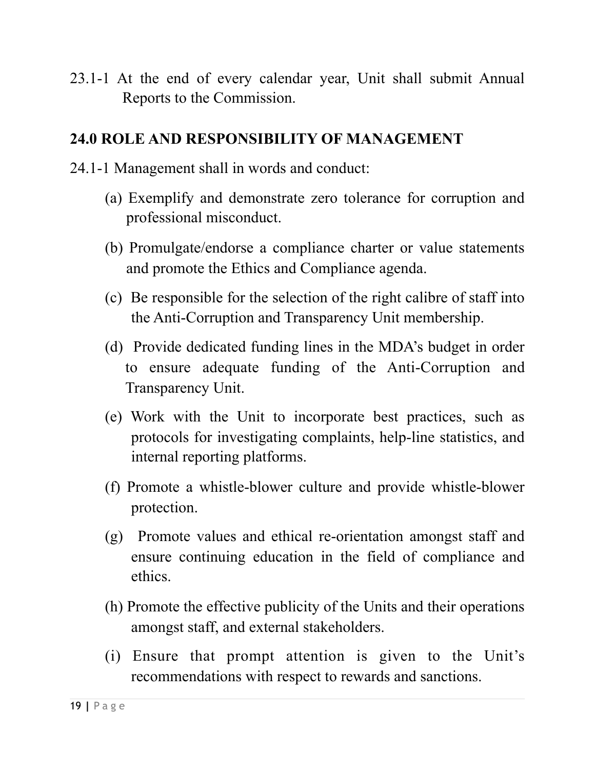23.1-1 At the end of every calendar year, Unit shall submit Annual Reports to the Commission.

## 24.0 ROLE AND RESPONSIBILITY OF MANAGEMENT

24.1-1 Management shall in words and conduct:

(a) Exemplify and demonstrate zero tolerance for corruption and professional misconduct.

(b) Promulgate/endorse a compliance charter or value statements and promote the Ethics and Compliance agenda.

(c) Be responsible for the selection of the right calibre of staff into the Anti-Corruption and Transparency Unit membership.

(d) Provide dedicated funding lines in the MDA's budget in order to ensure adequate funding of the Anti-Corruption and Transparency Unit.

(e) Work with the Unit to incorporate best practices, such as protocols for investigating complaints, help-line statistics, and internal reporting platforms.

(f) Promote a whistle-blower culture and provide whistle-blower protection.

(g) Promote values and ethical re-orientation amongst staff and ensure continuing education in the field of compliance and ethics.

(h) Promote the effective publicity of the Units and their operations amongst staff, and external stakeholders.

(i) Ensure that prompt attention is given to the Unit's recommendations with respect to rewards and sanctions.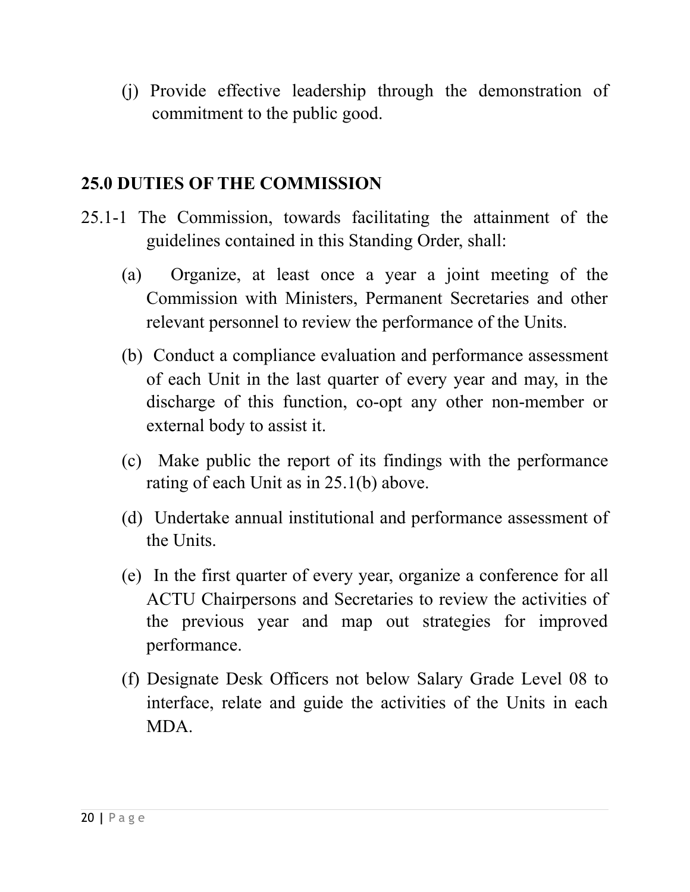(j) Provide effective leadership through the demonstration of commitment to the public good.

## 25.0 DUTIES OF THE COMMISSION

25.1-1 The Commission, towards facilitating the attainment of the guidelines contained in this Standing Order, shall:

(a) Organize, at least once a year a joint meeting of the Commission with Ministers, Permanent Secretaries and other relevant personnel to review the performance of the Units.

(b) Conduct a compliance evaluation and performance assessment of each Unit in the last quarter of every year and may, in the discharge of this function, co-opt any other non-member or external body to assist it.

(c) Make public the report of its findings with the performance rating of each Unit as in 25.1(b) above.

(d) Undertake annual institutional and performance assessment of the Units.

(e) In the first quarter of every year, organize a conference for all ACTU Chairpersons and Secretaries to review the activities of the previous year and map out strategies for improved performance.

(f) Designate Desk Officers not below Salary Grade Level 08 to interface, relate and guide the activities of the Units in each MDA.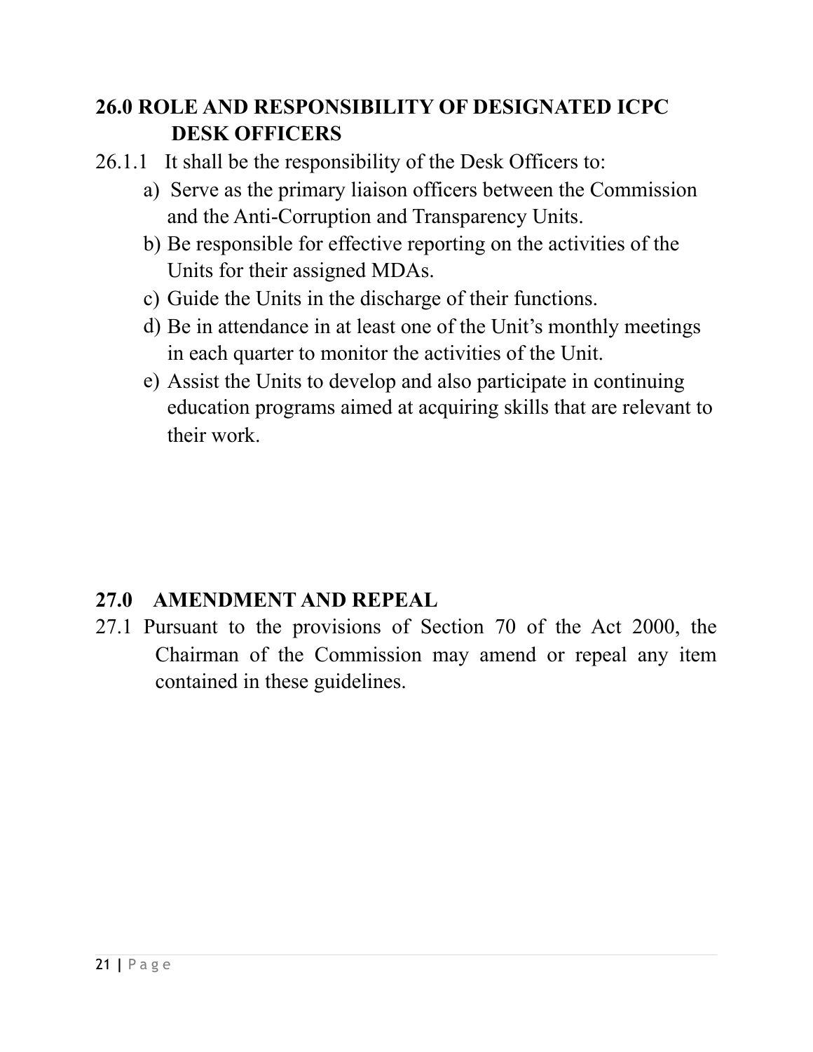## 26.0 ROLE AND RESPONSIBILITY OF DESIGNATED ICPC DESK OFFICERS

26.1.1 It shall be the responsibility of the Desk Officers to:

a) Serve as the primary liaison officers between the Commission and the Anti-Corruption and Transparency Units.
b) Be responsible for effective reporting on the activities of the Units for their assigned MDAs.
c) Guide the Units in the discharge of their functions.
d) Be in attendance in at least one of the Unit's monthly meetings in each quarter to monitor the activities of the Unit.
e) Assist the Units to develop and also participate in continuing education programs aimed at acquiring skills that are relevant to their work.

## 27.0 AMENDMENT AND REPEAL

27.1 Pursuant to the provisions of Section 70 of the Act 2000, the Chairman of the Commission may amend or repeal any item contained in these guidelines.